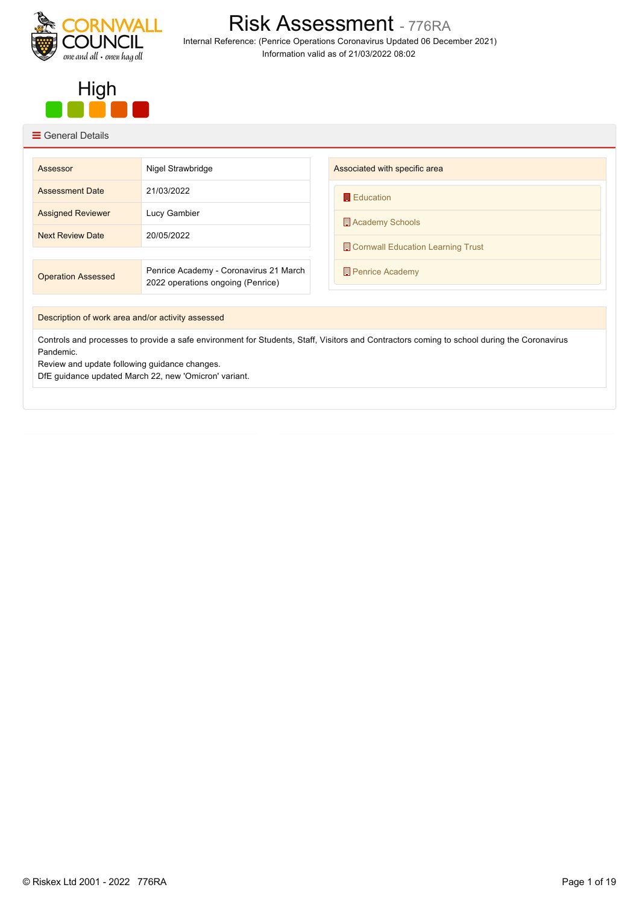# Risk Assessment - 776RA

Internal Reference: (Penrice Operations Coronavirus Updated 06 December 2021)
Information valid as of 21/03/2022 08:02

## High

## General Details

| | |
|---|---|
| Assessor | Nigel Strawbridge |
| Assessment Date | 21/03/2022 |
| Assigned Reviewer | Lucy Gambier |
| Next Review Date | 20/05/2022 |

| | |
|---|---|
| Operation Assessed | Penrice Academy - Coronavirus 21 March 2022 operations ongoing (Penrice) |

**Associated with specific area**

- Education
- Academy Schools
- Cornwall Education Learning Trust
- Penrice Academy

**Description of work area and/or activity assessed**

Controls and processes to provide a safe environment for Students, Staff, Visitors and Contractors coming to school during the Coronavirus Pandemic.
Review and update following guidance changes.
DfE guidance updated March 22, new 'Omicron' variant.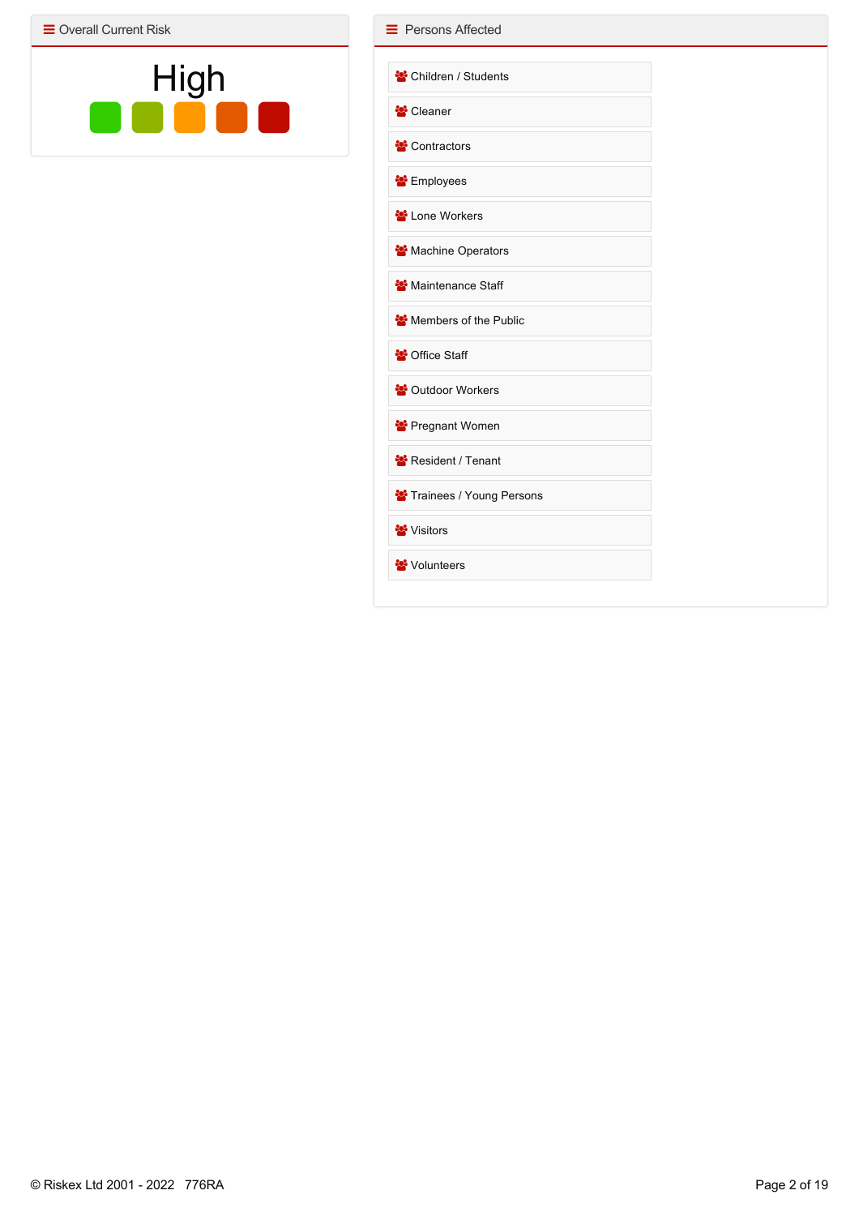## Overall Current Risk

High

## Persons Affected

- Children / Students
- Cleaner
- Contractors
- Employees
- Lone Workers
- Machine Operators
- Maintenance Staff
- Members of the Public
- Office Staff
- Outdoor Workers
- Pregnant Women
- Resident / Tenant
- Trainees / Young Persons
- Visitors
- Volunteers

© Riskex Ltd 2001 - 2022 776RA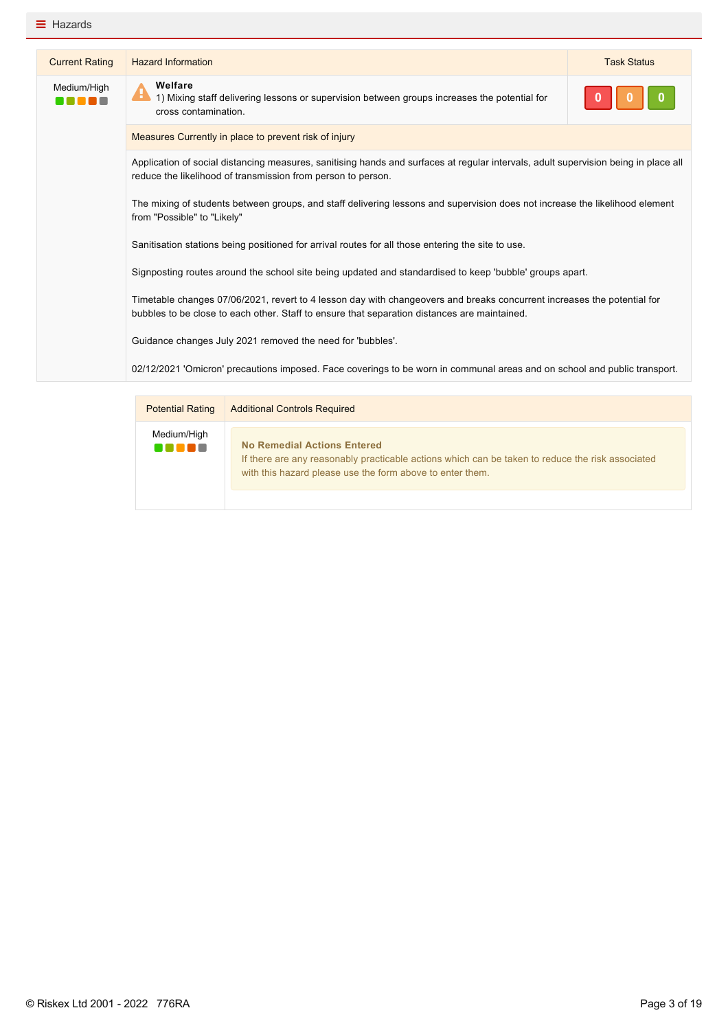## Hazards

| Current Rating | Hazard Information | Task Status |
|---|---|---|
| Medium/High | **Welfare**<br>1) Mixing staff delivering lessons or supervision between groups increases the potential for cross contamination. | 0 0 0 |

**Measures Currently in place to prevent risk of injury**

Application of social distancing measures, sanitising hands and surfaces at regular intervals, adult supervision being in place all reduce the likelihood of transmission from person to person.

The mixing of students between groups, and staff delivering lessons and supervision does not increase the likelihood element from "Possible" to "Likely"

Sanitisation stations being positioned for arrival routes for all those entering the site to use.

Signposting routes around the school site being updated and standardised to keep 'bubble' groups apart.

Timetable changes 07/06/2021, revert to 4 lesson day with changeovers and breaks concurrent increases the potential for bubbles to be close to each other. Staff to ensure that separation distances are maintained.

Guidance changes July 2021 removed the need for 'bubbles'.

02/12/2021 'Omicron' precautions imposed. Face coverings to be worn in communal areas and on school and public transport.

| Potential Rating | Additional Controls Required |
|---|---|
| Medium/High | **No Remedial Actions Entered**<br>If there are any reasonably practicable actions which can be taken to reduce the risk associated with this hazard please use the form above to enter them. |

© Riskex Ltd 2001 - 2022 776RA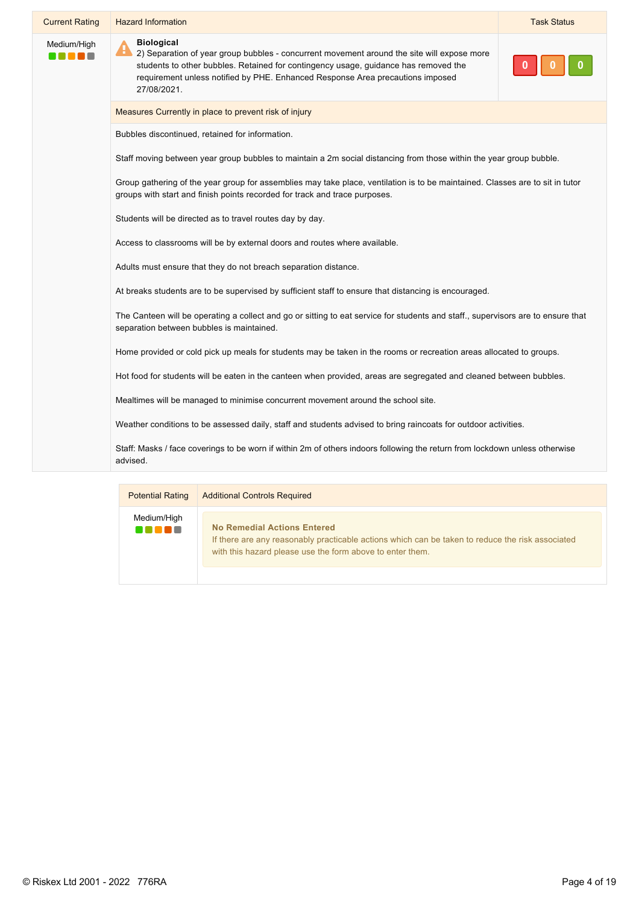| Current Rating | Hazard Information | Task Status |
|---|---|---|
| Medium/High | **Biological**<br>2) Separation of year group bubbles - concurrent movement around the site will expose more students to other bubbles. Retained for contingency usage, guidance has removed the requirement unless notified by PHE. Enhanced Response Area precautions imposed 27/08/2021. | 0 0 0 |

**Measures Currently in place to prevent risk of injury**

Bubbles discontinued, retained for information.

Staff moving between year group bubbles to maintain a 2m social distancing from those within the year group bubble.

Group gathering of the year group for assemblies may take place, ventilation is to be maintained. Classes are to sit in tutor groups with start and finish points recorded for track and trace purposes.

Students will be directed as to travel routes day by day.

Access to classrooms will be by external doors and routes where available.

Adults must ensure that they do not breach separation distance.

At breaks students are to be supervised by sufficient staff to ensure that distancing is encouraged.

The Canteen will be operating a collect and go or sitting to eat service for students and staff., supervisors are to ensure that separation between bubbles is maintained.

Home provided or cold pick up meals for students may be taken in the rooms or recreation areas allocated to groups.

Hot food for students will be eaten in the canteen when provided, areas are segregated and cleaned between bubbles.

Mealtimes will be managed to minimise concurrent movement around the school site.

Weather conditions to be assessed daily, staff and students advised to bring raincoats for outdoor activities.

Staff: Masks / face coverings to be worn if within 2m of others indoors following the return from lockdown unless otherwise advised.

| Potential Rating | Additional Controls Required |
|---|---|
| Medium/High | **No Remedial Actions Entered**<br>If there are any reasonably practicable actions which can be taken to reduce the risk associated with this hazard please use the form above to enter them. |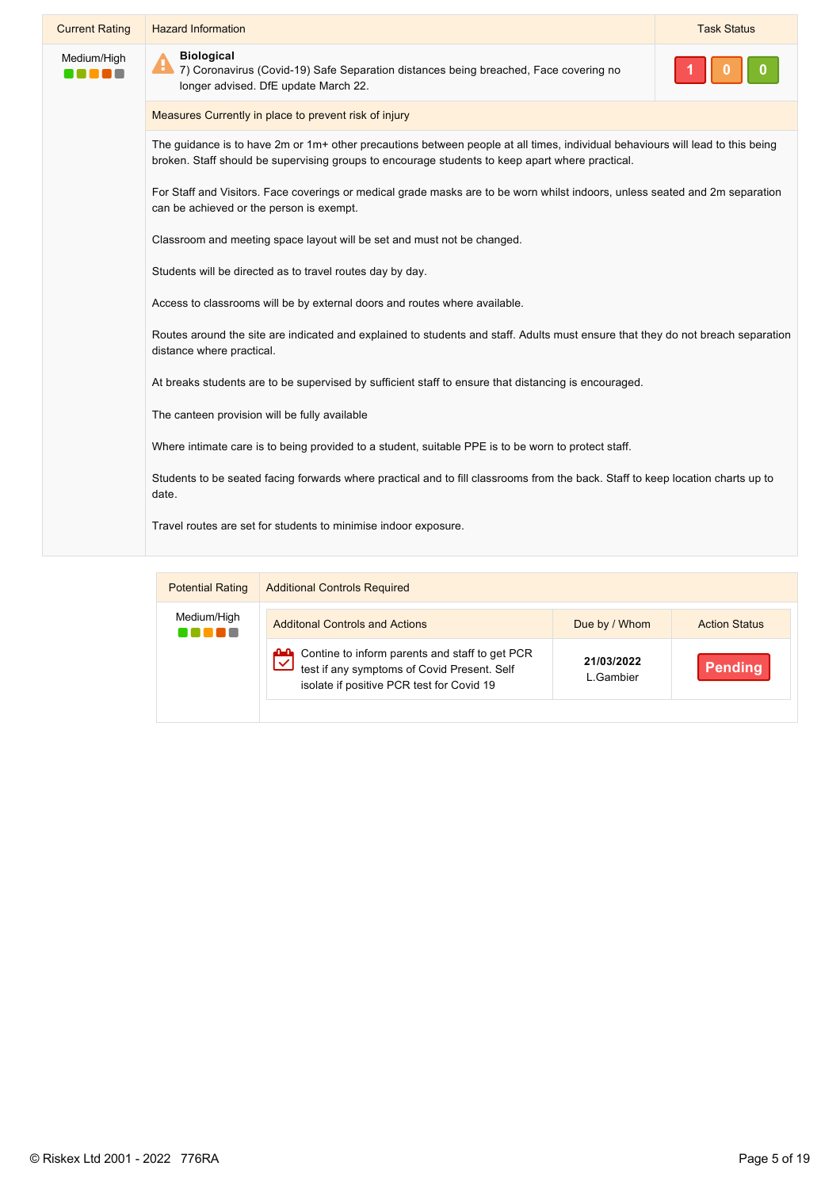| Current Rating | Hazard Information | Task Status |
|---|---|---|
| Medium/High | **Biological** 7) Coronavirus (Covid-19) Safe Separation distances being breached, Face covering no longer advised. DfE update March 22. | 1 0 0 |

**Measures Currently in place to prevent risk of injury**

The guidance is to have 2m or 1m+ other precautions between people at all times, individual behaviours will lead to this being broken. Staff should be supervising groups to encourage students to keep apart where practical.

For Staff and Visitors. Face coverings or medical grade masks are to be worn whilst indoors, unless seated and 2m separation can be achieved or the person is exempt.

Classroom and meeting space layout will be set and must not be changed.

Students will be directed as to travel routes day by day.

Access to classrooms will be by external doors and routes where available.

Routes around the site are indicated and explained to students and staff. Adults must ensure that they do not breach separation distance where practical.

At breaks students are to be supervised by sufficient staff to ensure that distancing is encouraged.

The canteen provision will be fully available

Where intimate care is to being provided to a student, suitable PPE is to be worn to protect staff.

Students to be seated facing forwards where practical and to fill classrooms from the back. Staff to keep location charts up to date.

Travel routes are set for students to minimise indoor exposure.

| Potential Rating | Additional Controls Required | | |
|---|---|---|---|
| | **Additonal Controls and Actions** | **Due by / Whom** | **Action Status** |
| Medium/High | Contine to inform parents and staff to get PCR test if any symptoms of Covid Present. Self isolate if positive PCR test for Covid 19 | **21/03/2022** L.Gambier | Pending |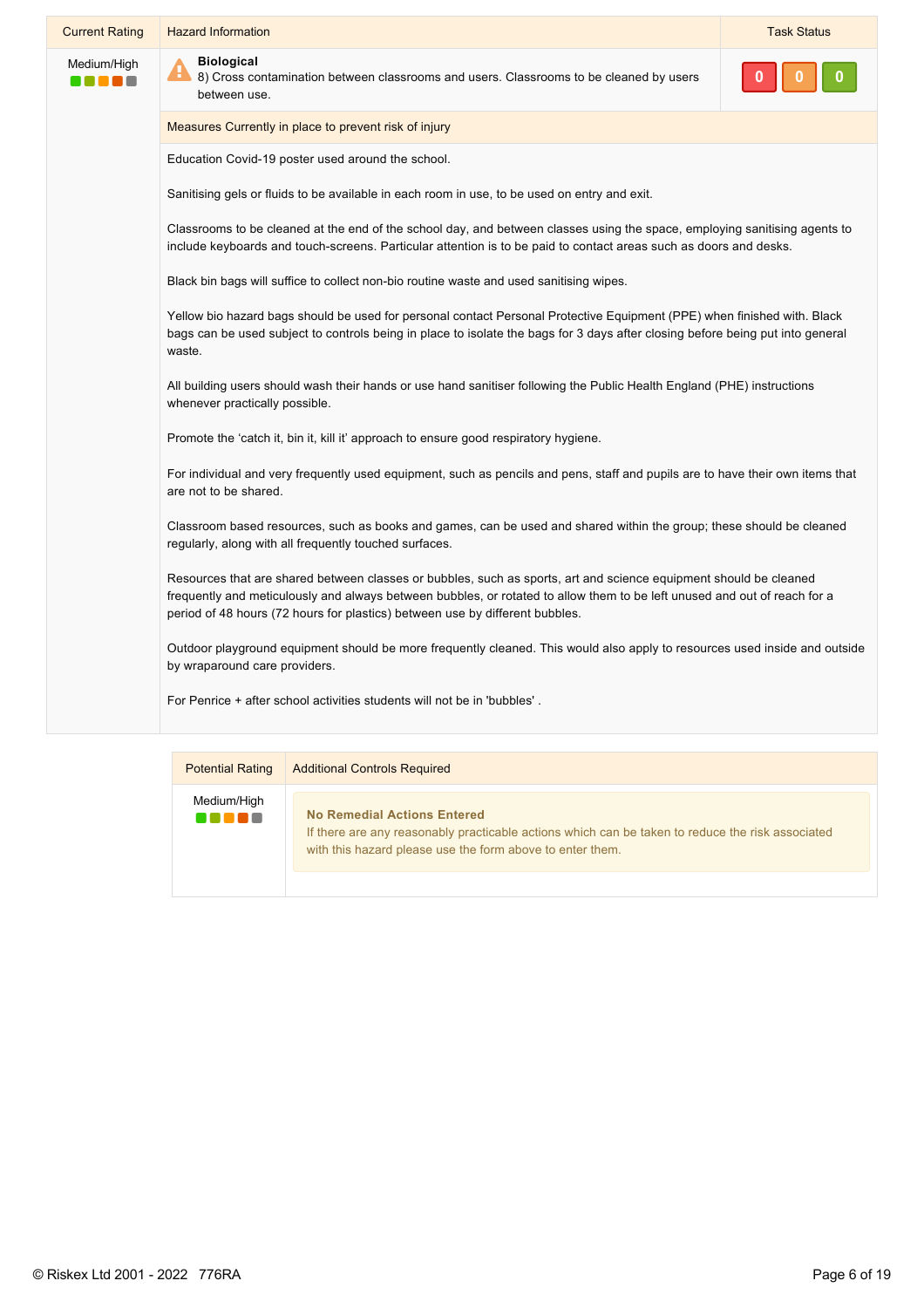| Current Rating | Hazard Information | Task Status |
|---|---|---|
| Medium/High | **Biological**<br>8) Cross contamination between classrooms and users. Classrooms to be cleaned by users between use. | 0 0 0 |

**Measures Currently in place to prevent risk of injury**

Education Covid-19 poster used around the school.

Sanitising gels or fluids to be available in each room in use, to be used on entry and exit.

Classrooms to be cleaned at the end of the school day, and between classes using the space, employing sanitising agents to include keyboards and touch-screens. Particular attention is to be paid to contact areas such as doors and desks.

Black bin bags will suffice to collect non-bio routine waste and used sanitising wipes.

Yellow bio hazard bags should be used for personal contact Personal Protective Equipment (PPE) when finished with. Black bags can be used subject to controls being in place to isolate the bags for 3 days after closing before being put into general waste.

All building users should wash their hands or use hand sanitiser following the Public Health England (PHE) instructions whenever practically possible.

Promote the 'catch it, bin it, kill it' approach to ensure good respiratory hygiene.

For individual and very frequently used equipment, such as pencils and pens, staff and pupils are to have their own items that are not to be shared.

Classroom based resources, such as books and games, can be used and shared within the group; these should be cleaned regularly, along with all frequently touched surfaces.

Resources that are shared between classes or bubbles, such as sports, art and science equipment should be cleaned frequently and meticulously and always between bubbles, or rotated to allow them to be left unused and out of reach for a period of 48 hours (72 hours for plastics) between use by different bubbles.

Outdoor playground equipment should be more frequently cleaned. This would also apply to resources used inside and outside by wraparound care providers.

For Penrice + after school activities students will not be in 'bubbles' .

| Potential Rating | Additional Controls Required |
|---|---|
| Medium/High | **No Remedial Actions Entered**<br>If there are any reasonably practicable actions which can be taken to reduce the risk associated with this hazard please use the form above to enter them. |

© Riskex Ltd 2001 - 2022 776RA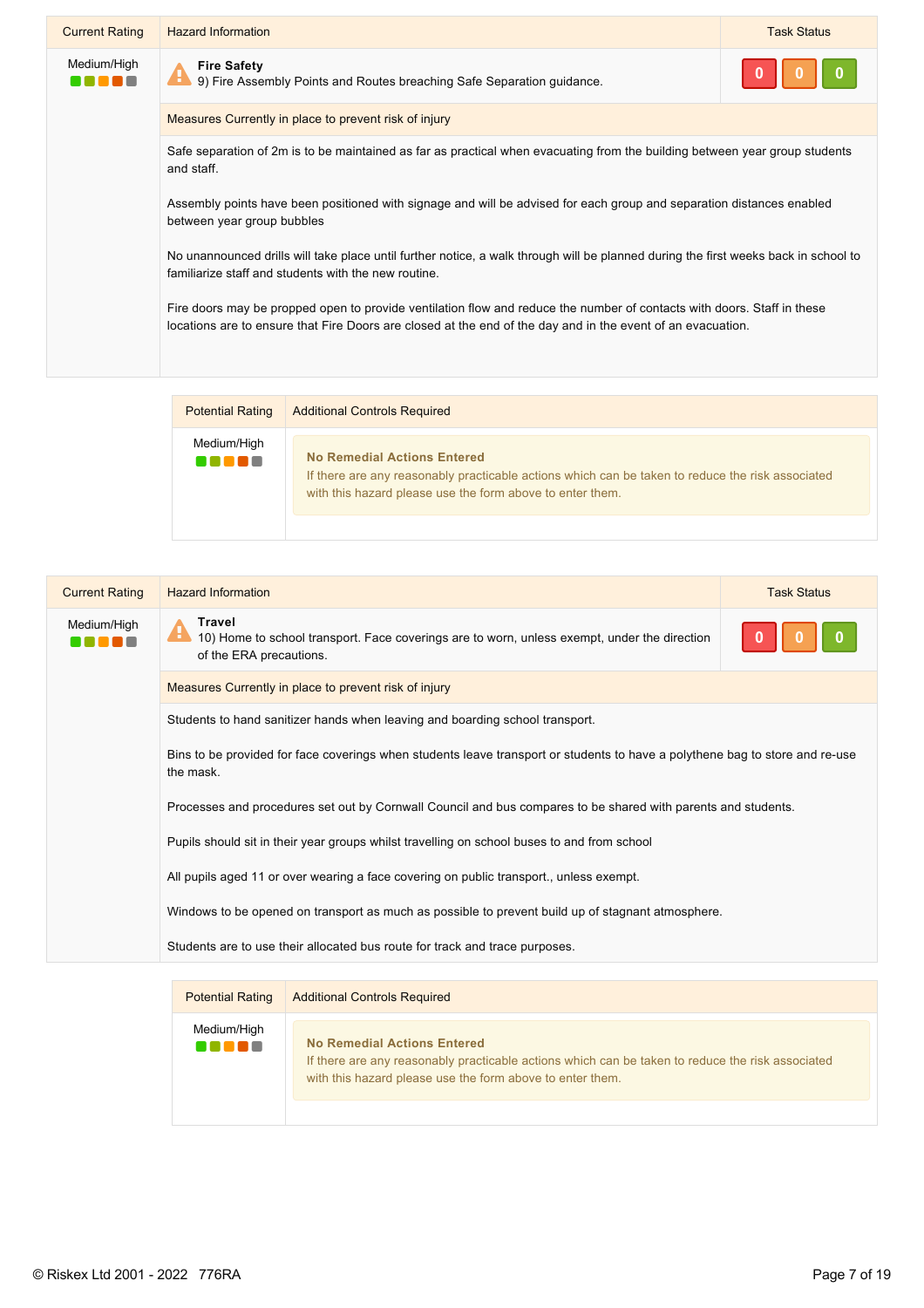| Current Rating | Hazard Information | Task Status |
| --- | --- | --- |
| Medium/High | **Fire Safety**<br>9) Fire Assembly Points and Routes breaching Safe Separation guidance. | 0 0 0 |

**Measures Currently in place to prevent risk of injury**

Safe separation of 2m is to be maintained as far as practical when evacuating from the building between year group students and staff.

Assembly points have been positioned with signage and will be advised for each group and separation distances enabled between year group bubbles

No unannounced drills will take place until further notice, a walk through will be planned during the first weeks back in school to familiarize staff and students with the new routine.

Fire doors may be propped open to provide ventilation flow and reduce the number of contacts with doors. Staff in these locations are to ensure that Fire Doors are closed at the end of the day and in the event of an evacuation.

| Potential Rating | Additional Controls Required |
| --- | --- |
| Medium/High | **No Remedial Actions Entered**<br>If there are any reasonably practicable actions which can be taken to reduce the risk associated with this hazard please use the form above to enter them. |

| Current Rating | Hazard Information | Task Status |
| --- | --- | --- |
| Medium/High | **Travel**<br>10) Home to school transport. Face coverings are to worn, unless exempt, under the direction of the ERA precautions. | 0 0 0 |

**Measures Currently in place to prevent risk of injury**

Students to hand sanitizer hands when leaving and boarding school transport.

Bins to be provided for face coverings when students leave transport or students to have a polythene bag to store and re-use the mask.

Processes and procedures set out by Cornwall Council and bus compares to be shared with parents and students.

Pupils should sit in their year groups whilst travelling on school buses to and from school

All pupils aged 11 or over wearing a face covering on public transport., unless exempt.

Windows to be opened on transport as much as possible to prevent build up of stagnant atmosphere.

Students are to use their allocated bus route for track and trace purposes.

| Potential Rating | Additional Controls Required |
| --- | --- |
| Medium/High | **No Remedial Actions Entered**<br>If there are any reasonably practicable actions which can be taken to reduce the risk associated with this hazard please use the form above to enter them. |

© Riskex Ltd 2001 - 2022 776RA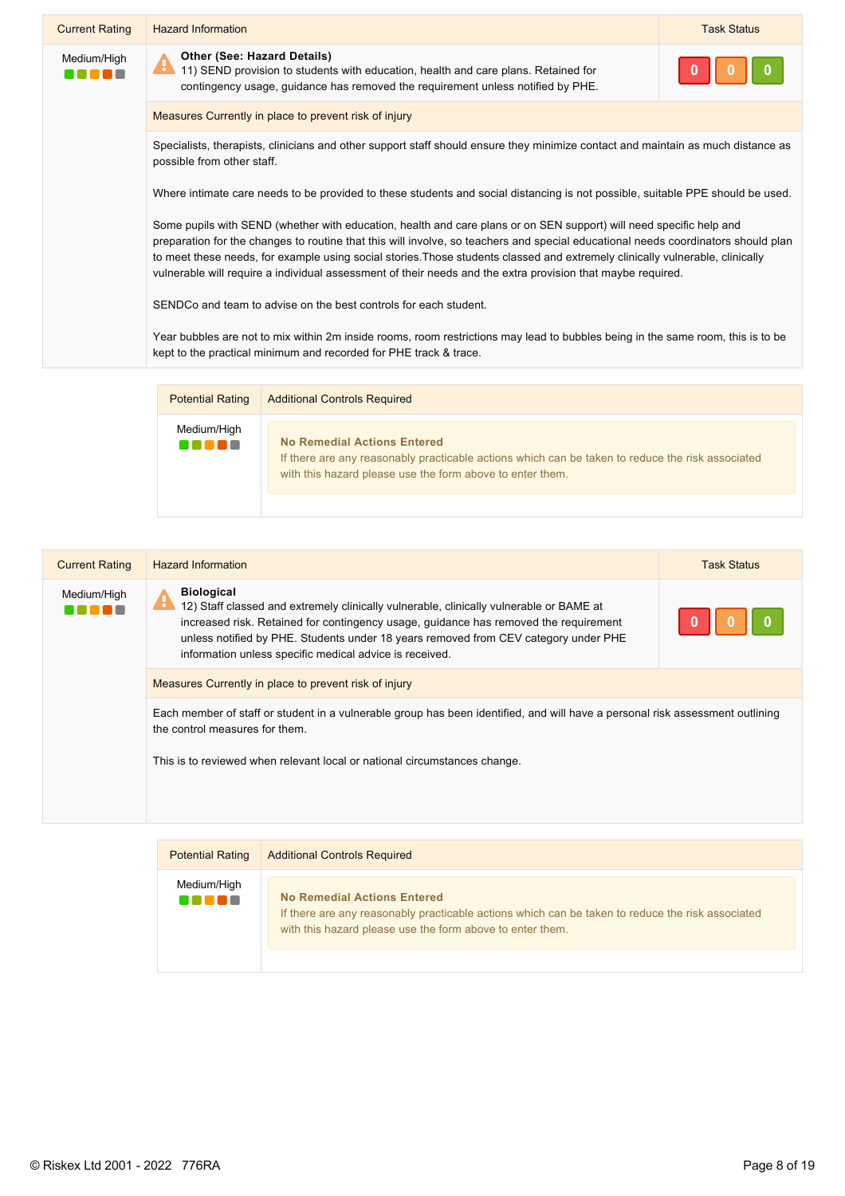| Current Rating | Hazard Information | Task Status |
| --- | --- | --- |
| Medium/High | **Other (See: Hazard Details)**<br>11) SEND provision to students with education, health and care plans. Retained for contingency usage, guidance has removed the requirement unless notified by PHE. | 0 0 0 |

**Measures Currently in place to prevent risk of injury**

Specialists, therapists, clinicians and other support staff should ensure they minimize contact and maintain as much distance as possible from other staff.

Where intimate care needs to be provided to these students and social distancing is not possible, suitable PPE should be used.

Some pupils with SEND (whether with education, health and care plans or on SEN support) will need specific help and preparation for the changes to routine that this will involve, so teachers and special educational needs coordinators should plan to meet these needs, for example using social stories.Those students classed and extremely clinically vulnerable, clinically vulnerable will require a individual assessment of their needs and the extra provision that maybe required.

SENDCo and team to advise on the best controls for each student.

Year bubbles are not to mix within 2m inside rooms, room restrictions may lead to bubbles being in the same room, this is to be kept to the practical minimum and recorded for PHE track & trace.

| Potential Rating | Additional Controls Required |
| --- | --- |
| Medium/High | **No Remedial Actions Entered**<br>If there are any reasonably practicable actions which can be taken to reduce the risk associated with this hazard please use the form above to enter them. |

| Current Rating | Hazard Information | Task Status |
| --- | --- | --- |
| Medium/High | **Biological**<br>12) Staff classed and extremely clinically vulnerable, clinically vulnerable or BAME at increased risk. Retained for contingency usage, guidance has removed the requirement unless notified by PHE. Students under 18 years removed from CEV category under PHE information unless specific medical advice is received. | 0 0 0 |

**Measures Currently in place to prevent risk of injury**

Each member of staff or student in a vulnerable group has been identified, and will have a personal risk assessment outlining the control measures for them.

This is to reviewed when relevant local or national circumstances change.

| Potential Rating | Additional Controls Required |
| --- | --- |
| Medium/High | **No Remedial Actions Entered**<br>If there are any reasonably practicable actions which can be taken to reduce the risk associated with this hazard please use the form above to enter them. |

© Riskex Ltd 2001 - 2022 776RA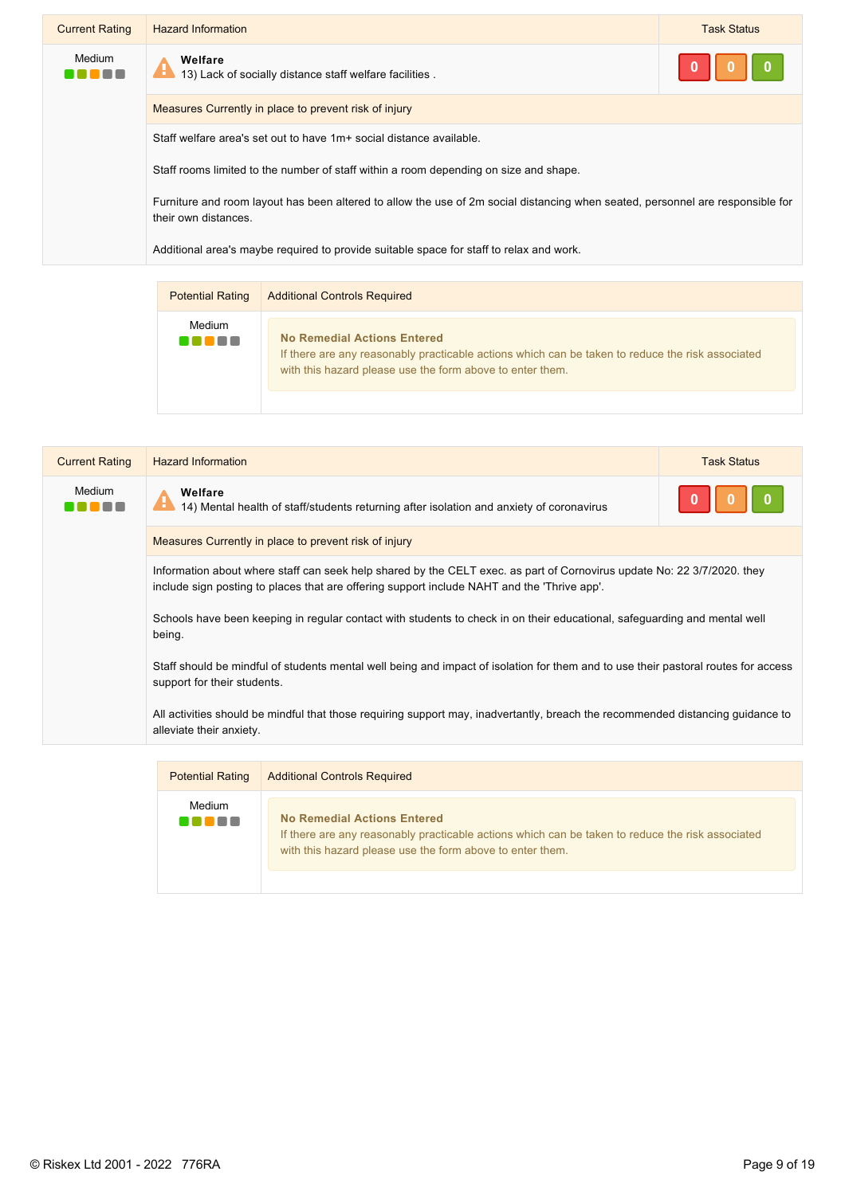| Current Rating | Hazard Information | Task Status |
| --- | --- | --- |
| Medium | **Welfare**<br>13) Lack of socially distance staff welfare facilities . | 0 0 0 |

**Measures Currently in place to prevent risk of injury**

Staff welfare area's set out to have 1m+ social distance available.

Staff rooms limited to the number of staff within a room depending on size and shape.

Furniture and room layout has been altered to allow the use of 2m social distancing when seated, personnel are responsible for their own distances.

Additional area's maybe required to provide suitable space for staff to relax and work.

| Potential Rating | Additional Controls Required |
| --- | --- |
| Medium | **No Remedial Actions Entered**<br>If there are any reasonably practicable actions which can be taken to reduce the risk associated with this hazard please use the form above to enter them. |

| Current Rating | Hazard Information | Task Status |
| --- | --- | --- |
| Medium | **Welfare**<br>14) Mental health of staff/students returning after isolation and anxiety of coronavirus | 0 0 0 |

**Measures Currently in place to prevent risk of injury**

Information about where staff can seek help shared by the CELT exec. as part of Cornovirus update No: 22 3/7/2020. they include sign posting to places that are offering support include NAHT and the 'Thrive app'.

Schools have been keeping in regular contact with students to check in on their educational, safeguarding and mental well being.

Staff should be mindful of students mental well being and impact of isolation for them and to use their pastoral routes for access support for their students.

All activities should be mindful that those requiring support may, inadvertantly, breach the recommended distancing guidance to alleviate their anxiety.

| Potential Rating | Additional Controls Required |
| --- | --- |
| Medium | **No Remedial Actions Entered**<br>If there are any reasonably practicable actions which can be taken to reduce the risk associated with this hazard please use the form above to enter them. |

© Riskex Ltd 2001 - 2022 776RA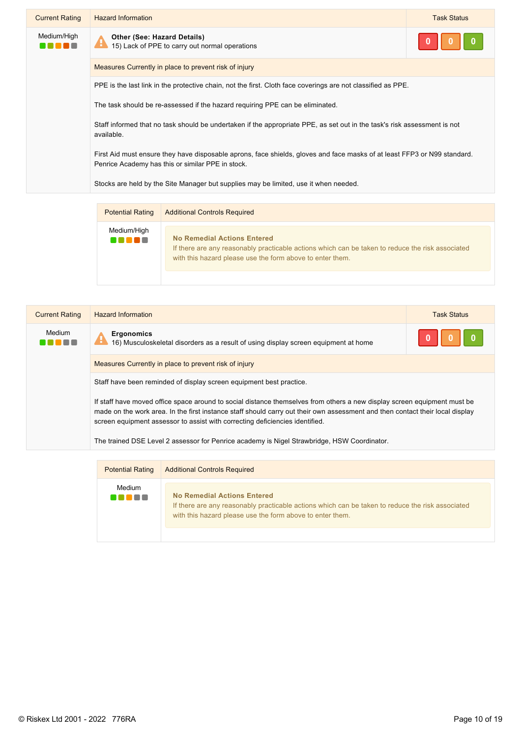| Current Rating | Hazard Information | Task Status |
|---|---|---|
| Medium/High | **Other (See: Hazard Details)** 15) Lack of PPE to carry out normal operations | 0 0 0 |

**Measures Currently in place to prevent risk of injury**

PPE is the last link in the protective chain, not the first. Cloth face coverings are not classified as PPE.

The task should be re-assessed if the hazard requiring PPE can be eliminated.

Staff informed that no task should be undertaken if the appropriate PPE, as set out in the task's risk assessment is not available.

First Aid must ensure they have disposable aprons, face shields, gloves and face masks of at least FFP3 or N99 standard. Penrice Academy has this or similar PPE in stock.

Stocks are held by the Site Manager but supplies may be limited, use it when needed.

| Potential Rating | Additional Controls Required |
|---|---|
| Medium/High | **No Remedial Actions Entered** If there are any reasonably practicable actions which can be taken to reduce the risk associated with this hazard please use the form above to enter them. |

| Current Rating | Hazard Information | Task Status |
|---|---|---|
| Medium | **Ergonomics** 16) Musculoskeletal disorders as a result of using display screen equipment at home | 0 0 0 |

**Measures Currently in place to prevent risk of injury**

Staff have been reminded of display screen equipment best practice.

If staff have moved office space around to social distance themselves from others a new display screen equipment must be made on the work area. In the first instance staff should carry out their own assessment and then contact their local display screen equipment assessor to assist with correcting deficiencies identified.

The trained DSE Level 2 assessor for Penrice academy is Nigel Strawbridge, HSW Coordinator.

| Potential Rating | Additional Controls Required |
|---|---|
| Medium | **No Remedial Actions Entered** If there are any reasonably practicable actions which can be taken to reduce the risk associated with this hazard please use the form above to enter them. |

© Riskex Ltd 2001 - 2022 776RA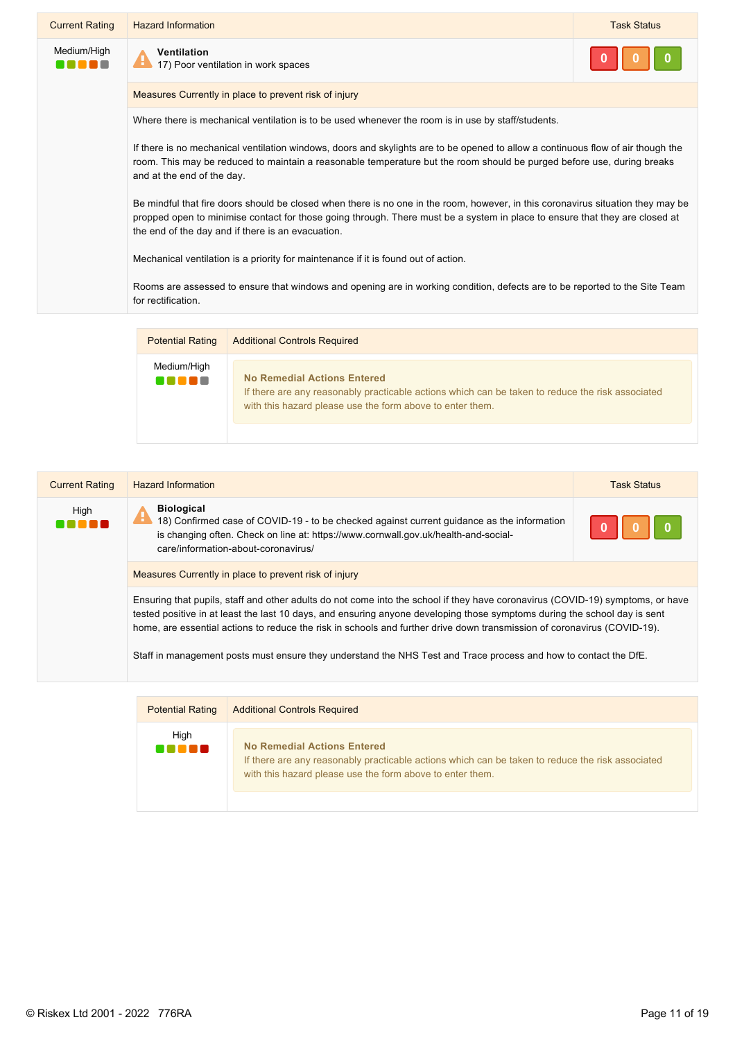| Current Rating | Hazard Information | Task Status |
|---|---|---|
| Medium/High | **Ventilation**<br>17) Poor ventilation in work spaces | 0 0 0 |

**Measures Currently in place to prevent risk of injury**

Where there is mechanical ventilation is to be used whenever the room is in use by staff/students.

If there is no mechanical ventilation windows, doors and skylights are to be opened to allow a continuous flow of air though the room. This may be reduced to maintain a reasonable temperature but the room should be purged before use, during breaks and at the end of the day.

Be mindful that fire doors should be closed when there is no one in the room, however, in this coronavirus situation they may be propped open to minimise contact for those going through. There must be a system in place to ensure that they are closed at the end of the day and if there is an evacuation.

Mechanical ventilation is a priority for maintenance if it is found out of action.

Rooms are assessed to ensure that windows and opening are in working condition, defects are to be reported to the Site Team for rectification.

| Potential Rating | Additional Controls Required |
|---|---|
| Medium/High | **No Remedial Actions Entered**<br>If there are any reasonably practicable actions which can be taken to reduce the risk associated with this hazard please use the form above to enter them. |

| Current Rating | Hazard Information | Task Status |
|---|---|---|
| High | **Biological**<br>18) Confirmed case of COVID-19 - to be checked against current guidance as the information is changing often. Check on line at: https://www.cornwall.gov.uk/health-and-social-care/information-about-coronavirus/ | 0 0 0 |

**Measures Currently in place to prevent risk of injury**

Ensuring that pupils, staff and other adults do not come into the school if they have coronavirus (COVID-19) symptoms, or have tested positive in at least the last 10 days, and ensuring anyone developing those symptoms during the school day is sent home, are essential actions to reduce the risk in schools and further drive down transmission of coronavirus (COVID-19).

Staff in management posts must ensure they understand the NHS Test and Trace process and how to contact the DfE.

| Potential Rating | Additional Controls Required |
|---|---|
| High | **No Remedial Actions Entered**<br>If there are any reasonably practicable actions which can be taken to reduce the risk associated with this hazard please use the form above to enter them. |

© Riskex Ltd 2001 - 2022 776RA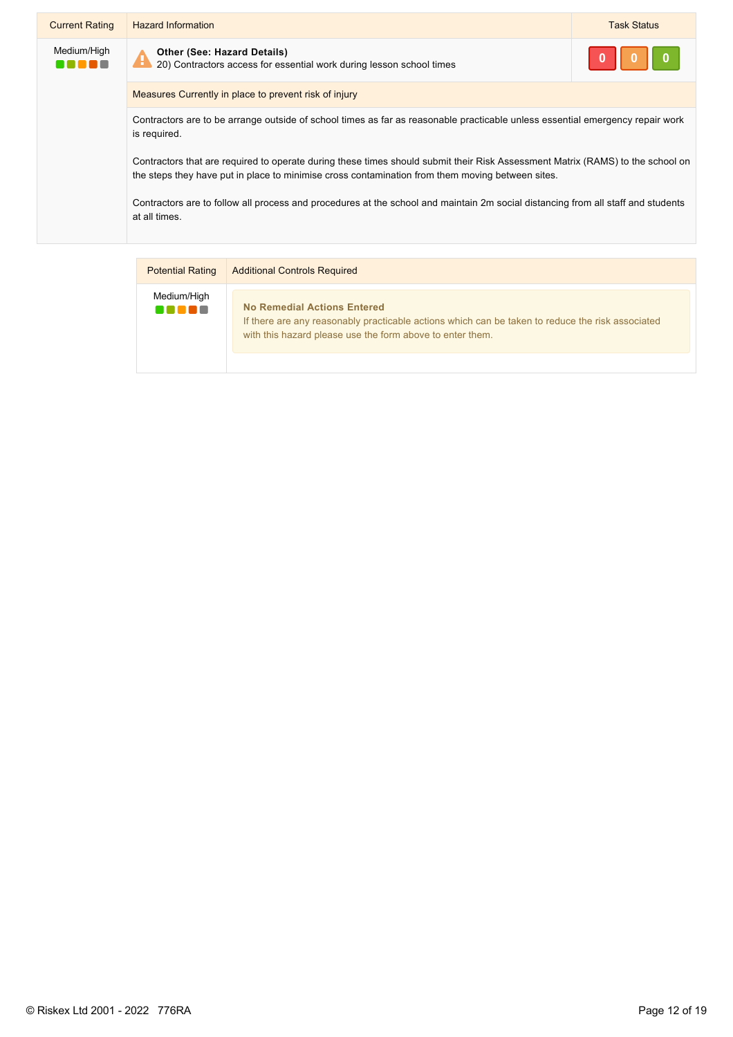| Current Rating | Hazard Information | Task Status |
| --- | --- | --- |
| Medium/High | **Other (See: Hazard Details)**<br>20) Contractors access for essential work during lesson school times | 0 0 0 |

**Measures Currently in place to prevent risk of injury**

Contractors are to be arrange outside of school times as far as reasonable practicable unless essential emergency repair work is required.

Contractors that are required to operate during these times should submit their Risk Assessment Matrix (RAMS) to the school on the steps they have put in place to minimise cross contamination from them moving between sites.

Contractors are to follow all process and procedures at the school and maintain 2m social distancing from all staff and students at all times.

| Potential Rating | Additional Controls Required |
| --- | --- |
| Medium/High | **No Remedial Actions Entered**<br>If there are any reasonably practicable actions which can be taken to reduce the risk associated with this hazard please use the form above to enter them. |

© Riskex Ltd 2001 - 2022 776RA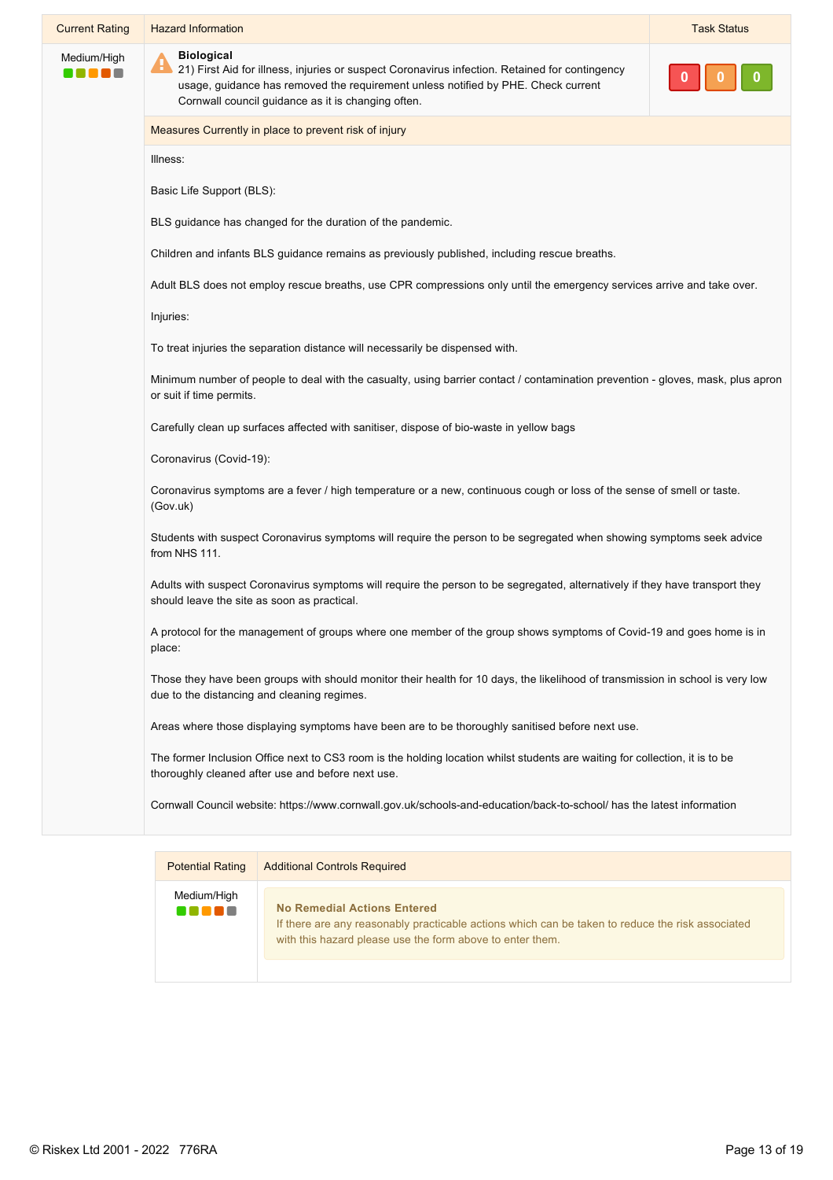| Current Rating | Hazard Information | Task Status |
|---|---|---|
| Medium/High | **Biological**<br>21) First Aid for illness, injuries or suspect Coronavirus infection. Retained for contingency usage, guidance has removed the requirement unless notified by PHE. Check current Cornwall council guidance as it is changing often. | 0 0 0 |

**Measures Currently in place to prevent risk of injury**

Illness:

Basic Life Support (BLS):

BLS guidance has changed for the duration of the pandemic.

Children and infants BLS guidance remains as previously published, including rescue breaths.

Adult BLS does not employ rescue breaths, use CPR compressions only until the emergency services arrive and take over.

Injuries:

To treat injuries the separation distance will necessarily be dispensed with.

Minimum number of people to deal with the casualty, using barrier contact / contamination prevention - gloves, mask, plus apron or suit if time permits.

Carefully clean up surfaces affected with sanitiser, dispose of bio-waste in yellow bags

Coronavirus (Covid-19):

Coronavirus symptoms are a fever / high temperature or a new, continuous cough or loss of the sense of smell or taste. (Gov.uk)

Students with suspect Coronavirus symptoms will require the person to be segregated when showing symptoms seek advice from NHS 111.

Adults with suspect Coronavirus symptoms will require the person to be segregated, alternatively if they have transport they should leave the site as soon as practical.

A protocol for the management of groups where one member of the group shows symptoms of Covid-19 and goes home is in place:

Those they have been groups with should monitor their health for 10 days, the likelihood of transmission in school is very low due to the distancing and cleaning regimes.

Areas where those displaying symptoms have been are to be thoroughly sanitised before next use.

The former Inclusion Office next to CS3 room is the holding location whilst students are waiting for collection, it is to be thoroughly cleaned after use and before next use.

Cornwall Council website: https://www.cornwall.gov.uk/schools-and-education/back-to-school/ has the latest information

| Potential Rating | Additional Controls Required |
|---|---|
| Medium/High | **No Remedial Actions Entered**<br>If there are any reasonably practicable actions which can be taken to reduce the risk associated with this hazard please use the form above to enter them. |

© Riskex Ltd 2001 - 2022 776RA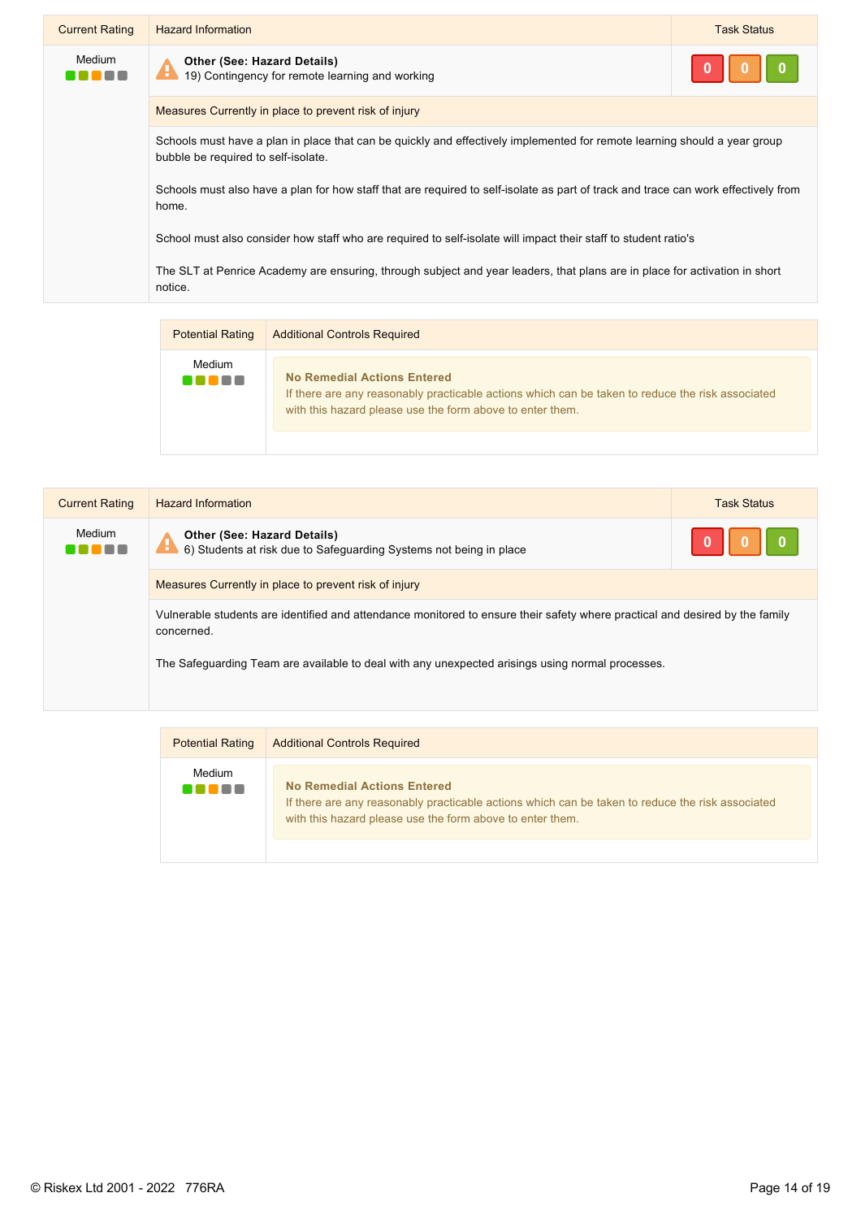| Current Rating | Hazard Information | Task Status |
|---|---|---|
| Medium | **Other (See: Hazard Details)** 19) Contingency for remote learning and working | 0 0 0 |

**Measures Currently in place to prevent risk of injury**

Schools must have a plan in place that can be quickly and effectively implemented for remote learning should a year group bubble be required to self-isolate.

Schools must also have a plan for how staff that are required to self-isolate as part of track and trace can work effectively from home.

School must also consider how staff who are required to self-isolate will impact their staff to student ratio's

The SLT at Penrice Academy are ensuring, through subject and year leaders, that plans are in place for activation in short notice.

| Potential Rating | Additional Controls Required |
|---|---|
| Medium | **No Remedial Actions Entered** If there are any reasonably practicable actions which can be taken to reduce the risk associated with this hazard please use the form above to enter them. |

| Current Rating | Hazard Information | Task Status |
|---|---|---|
| Medium | **Other (See: Hazard Details)** 6) Students at risk due to Safeguarding Systems not being in place | 0 0 0 |

**Measures Currently in place to prevent risk of injury**

Vulnerable students are identified and attendance monitored to ensure their safety where practical and desired by the family concerned.

The Safeguarding Team are available to deal with any unexpected arisings using normal processes.

| Potential Rating | Additional Controls Required |
|---|---|
| Medium | **No Remedial Actions Entered** If there are any reasonably practicable actions which can be taken to reduce the risk associated with this hazard please use the form above to enter them. |

© Riskex Ltd 2001 - 2022 776RA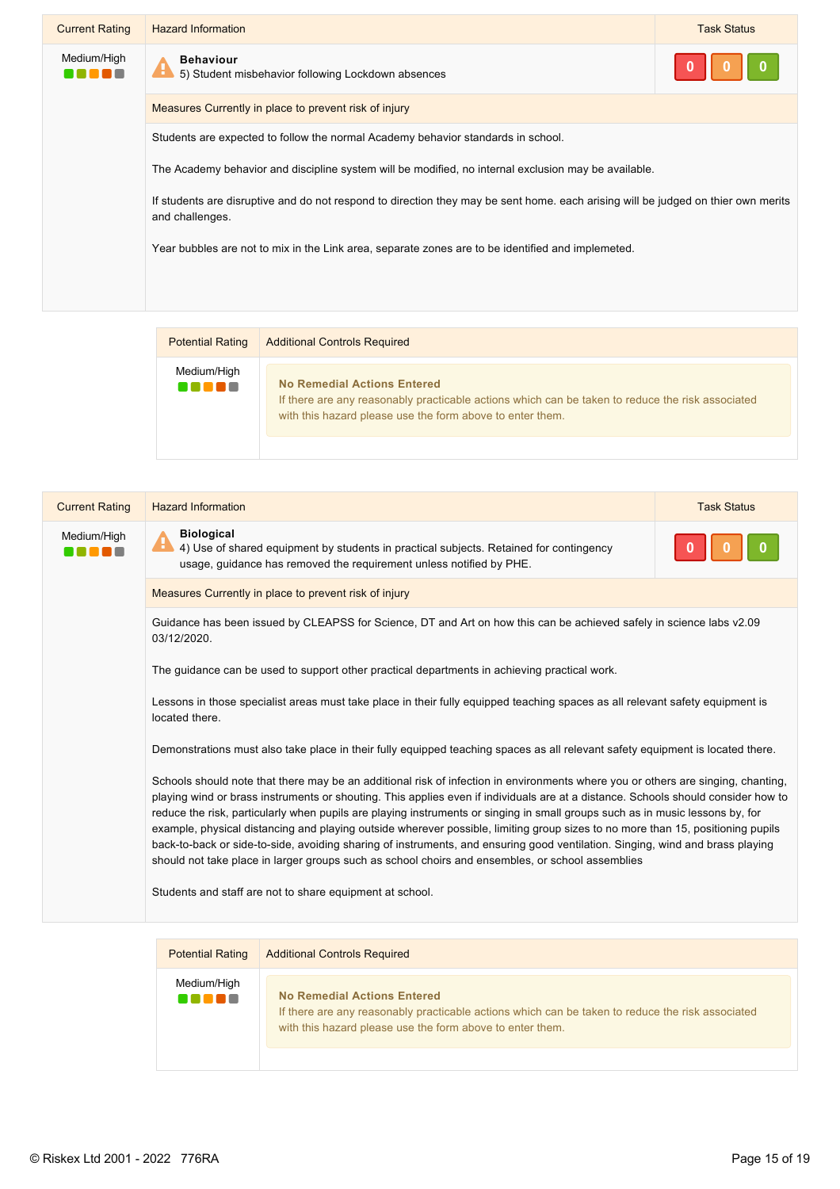| Current Rating | Hazard Information | Task Status |
| --- | --- | --- |
| Medium/High | **Behaviour**<br>5) Student misbehavior following Lockdown absences | 0 0 0 |

**Measures Currently in place to prevent risk of injury**

Students are expected to follow the normal Academy behavior standards in school.

The Academy behavior and discipline system will be modified, no internal exclusion may be available.

If students are disruptive and do not respond to direction they may be sent home. each arising will be judged on thier own merits and challenges.

Year bubbles are not to mix in the Link area, separate zones are to be identified and implemeted.

| Potential Rating | Additional Controls Required |
| --- | --- |
| Medium/High | **No Remedial Actions Entered**<br>If there are any reasonably practicable actions which can be taken to reduce the risk associated with this hazard please use the form above to enter them. |

| Current Rating | Hazard Information | Task Status |
| --- | --- | --- |
| Medium/High | **Biological**<br>4) Use of shared equipment by students in practical subjects. Retained for contingency usage, guidance has removed the requirement unless notified by PHE. | 0 0 0 |

**Measures Currently in place to prevent risk of injury**

Guidance has been issued by CLEAPSS for Science, DT and Art on how this can be achieved safely in science labs v2.09 03/12/2020.

The guidance can be used to support other practical departments in achieving practical work.

Lessons in those specialist areas must take place in their fully equipped teaching spaces as all relevant safety equipment is located there.

Demonstrations must also take place in their fully equipped teaching spaces as all relevant safety equipment is located there.

Schools should note that there may be an additional risk of infection in environments where you or others are singing, chanting, playing wind or brass instruments or shouting. This applies even if individuals are at a distance. Schools should consider how to reduce the risk, particularly when pupils are playing instruments or singing in small groups such as in music lessons by, for example, physical distancing and playing outside wherever possible, limiting group sizes to no more than 15, positioning pupils back-to-back or side-to-side, avoiding sharing of instruments, and ensuring good ventilation. Singing, wind and brass playing should not take place in larger groups such as school choirs and ensembles, or school assemblies

Students and staff are not to share equipment at school.

| Potential Rating | Additional Controls Required |
| --- | --- |
| Medium/High | **No Remedial Actions Entered**<br>If there are any reasonably practicable actions which can be taken to reduce the risk associated with this hazard please use the form above to enter them. |

© Riskex Ltd 2001 - 2022 776RA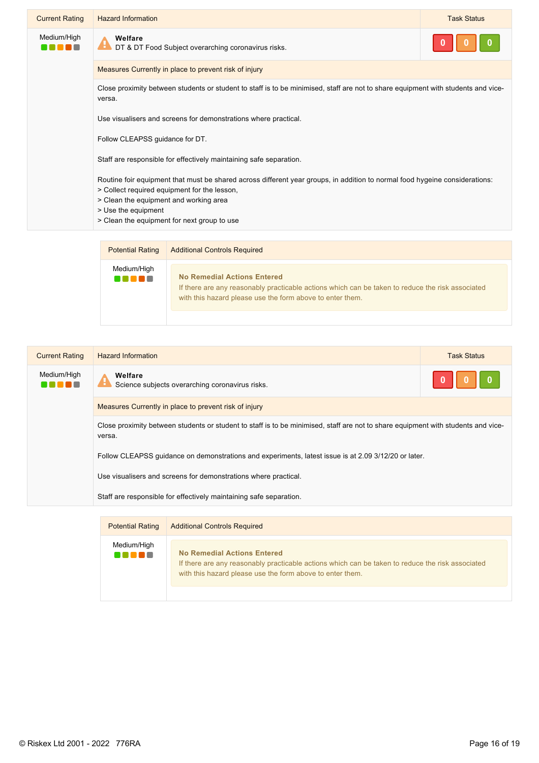| Current Rating | Hazard Information | Task Status |
|---|---|---|
| Medium/High | **Welfare**<br>DT & DT Food Subject overarching coronavirus risks. | 0 0 0 |

**Measures Currently in place to prevent risk of injury**

Close proximity between students or student to staff is to be minimised, staff are not to share equipment with students and vice-versa.

Use visualisers and screens for demonstrations where practical.

Follow CLEAPSS guidance for DT.

Staff are responsible for effectively maintaining safe separation.

Routine foir equipment that must be shared across different year groups, in addition to normal food hygeine considerations:
> Collect required equipment for the lesson,
> Clean the equipment and working area
> Use the equipment
> Clean the equipment for next group to use

| Potential Rating | Additional Controls Required |
|---|---|
| Medium/High | **No Remedial Actions Entered**<br>If there are any reasonably practicable actions which can be taken to reduce the risk associated with this hazard please use the form above to enter them. |

| Current Rating | Hazard Information | Task Status |
|---|---|---|
| Medium/High | **Welfare**<br>Science subjects overarching coronavirus risks. | 0 0 0 |

**Measures Currently in place to prevent risk of injury**

Close proximity between students or student to staff is to be minimised, staff are not to share equipment with students and vice-versa.

Follow CLEAPSS guidance on demonstrations and experiments, latest issue is at 2.09 3/12/20 or later.

Use visualisers and screens for demonstrations where practical.

Staff are responsible for effectively maintaining safe separation.

| Potential Rating | Additional Controls Required |
|---|---|
| Medium/High | **No Remedial Actions Entered**<br>If there are any reasonably practicable actions which can be taken to reduce the risk associated with this hazard please use the form above to enter them. |

© Riskex Ltd 2001 - 2022 776RA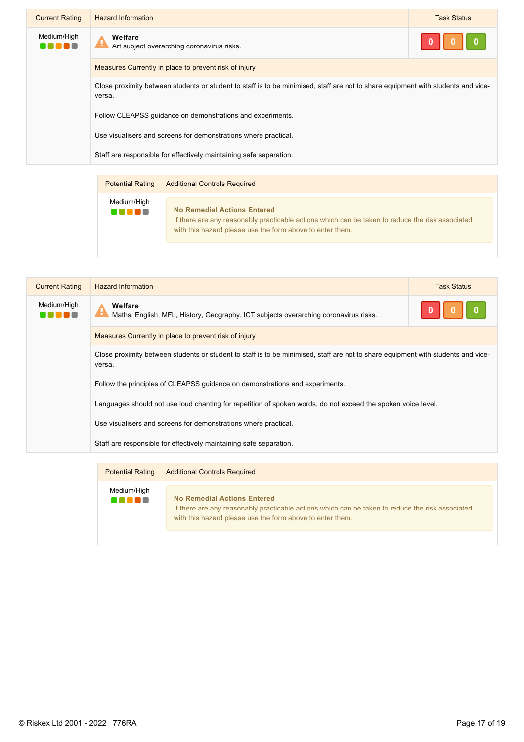| Current Rating | Hazard Information | Task Status |
|---|---|---|
| Medium/High | **Welfare**<br>Art subject overarching coronavirus risks. | 0 0 0 |
| | **Measures Currently in place to prevent risk of injury** | |
| | Close proximity between students or student to staff is to be minimised, staff are not to share equipment with students and vice-versa.<br><br>Follow CLEAPSS guidance on demonstrations and experiments.<br><br>Use visualisers and screens for demonstrations where practical.<br><br>Staff are responsible for effectively maintaining safe separation. | |

| Potential Rating | Additional Controls Required |
|---|---|
| Medium/High | **No Remedial Actions Entered**<br>If there are any reasonably practicable actions which can be taken to reduce the risk associated with this hazard please use the form above to enter them. |

| Current Rating | Hazard Information | Task Status |
|---|---|---|
| Medium/High | **Welfare**<br>Maths, English, MFL, History, Geography, ICT subjects overarching coronavirus risks. | 0 0 0 |
| | **Measures Currently in place to prevent risk of injury** | |
| | Close proximity between students or student to staff is to be minimised, staff are not to share equipment with students and vice-versa.<br><br>Follow the principles of CLEAPSS guidance on demonstrations and experiments.<br><br>Languages should not use loud chanting for repetition of spoken words, do not exceed the spoken voice level.<br><br>Use visualisers and screens for demonstrations where practical.<br><br>Staff are responsible for effectively maintaining safe separation. | |

| Potential Rating | Additional Controls Required |
|---|---|
| Medium/High | **No Remedial Actions Entered**<br>If there are any reasonably practicable actions which can be taken to reduce the risk associated with this hazard please use the form above to enter them. |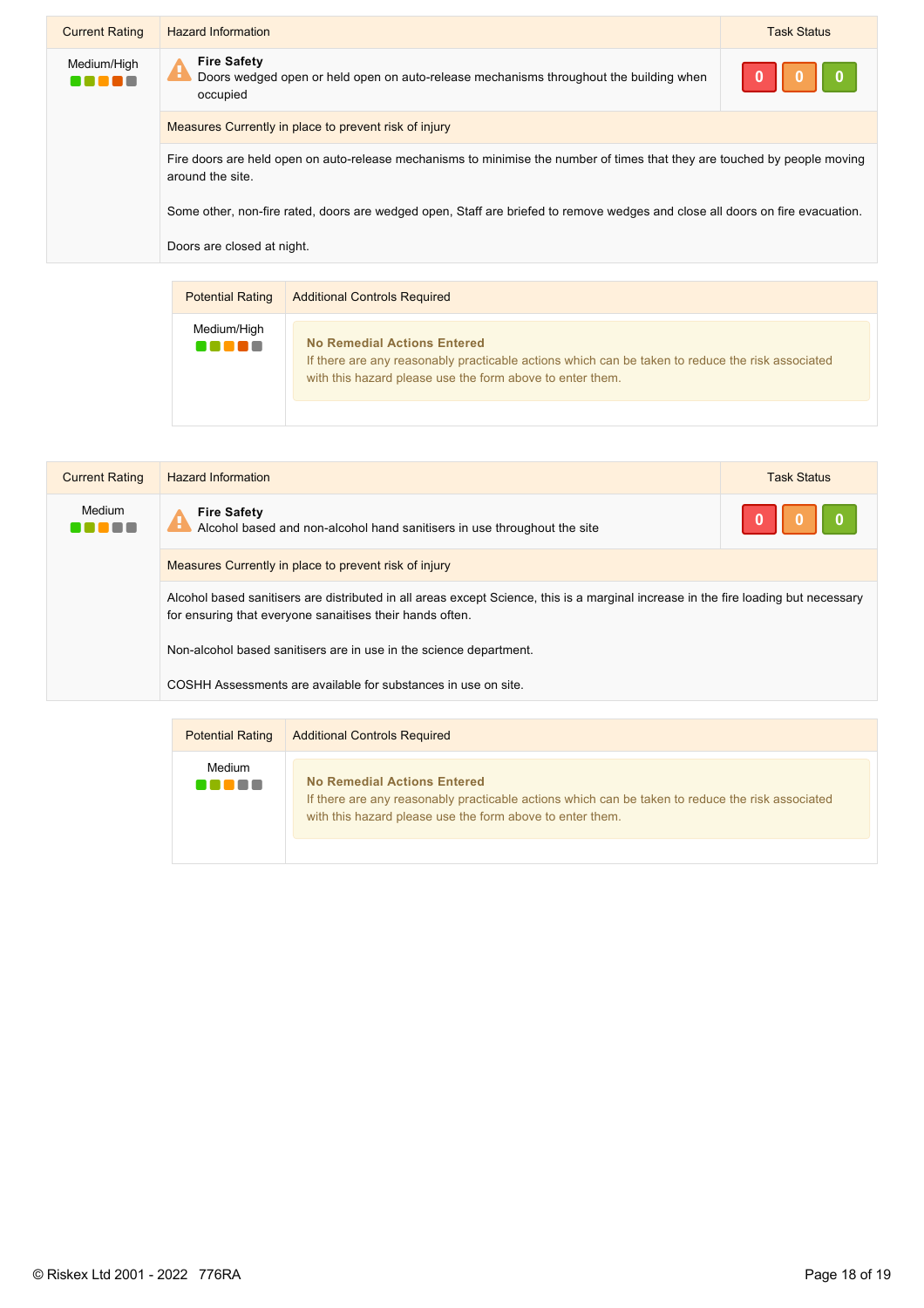| Current Rating | Hazard Information | Task Status |
|---|---|---|
| Medium/High | **Fire Safety** Doors wedged open or held open on auto-release mechanisms throughout the building when occupied | 0 0 0 |

**Measures Currently in place to prevent risk of injury**

Fire doors are held open on auto-release mechanisms to minimise the number of times that they are touched by people moving around the site.

Some other, non-fire rated, doors are wedged open, Staff are briefed to remove wedges and close all doors on fire evacuation.

Doors are closed at night.

| Potential Rating | Additional Controls Required |
|---|---|
| Medium/High | **No Remedial Actions Entered** If there are any reasonably practicable actions which can be taken to reduce the risk associated with this hazard please use the form above to enter them. |

| Current Rating | Hazard Information | Task Status |
|---|---|---|
| Medium | **Fire Safety** Alcohol based and non-alcohol hand sanitisers in use throughout the site | 0 0 0 |

**Measures Currently in place to prevent risk of injury**

Alcohol based sanitisers are distributed in all areas except Science, this is a marginal increase in the fire loading but necessary for ensuring that everyone sanaitises their hands often.

Non-alcohol based sanitisers are in use in the science department.

COSHH Assessments are available for substances in use on site.

| Potential Rating | Additional Controls Required |
|---|---|
| Medium | **No Remedial Actions Entered** If there are any reasonably practicable actions which can be taken to reduce the risk associated with this hazard please use the form above to enter them. |

© Riskex Ltd 2001 - 2022 776RA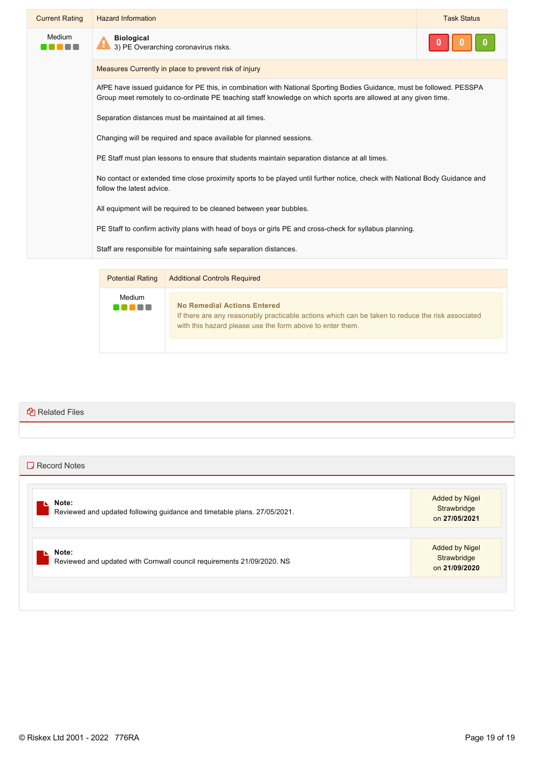| Current Rating | Hazard Information | Task Status |
|---|---|---|
| Medium | **Biological** 3) PE Overarching coronavirus risks. | 0 0 0 |

**Measures Currently in place to prevent risk of injury**

AfPE have issued guidance for PE this, in combination with National Sporting Bodies Guidance, must be followed. PESSPA Group meet remotely to co-ordinate PE teaching staff knowledge on which sports are allowed at any given time.

Separation distances must be maintained at all times.

Changing will be required and space available for planned sessions.

PE Staff must plan lessons to ensure that students maintain separation distance at all times.

No contact or extended time close proximity sports to be played until further notice, check with National Body Guidance and follow the latest advice.

All equipment will be required to be cleaned between year bubbles.

PE Staff to confirm activity plans with head of boys or girls PE and cross-check for syllabus planning.

Staff are responsible for maintaining safe separation distances.

| Potential Rating | Additional Controls Required |
|---|---|
| Medium | **No Remedial Actions Entered** If there are any reasonably practicable actions which can be taken to reduce the risk associated with this hazard please use the form above to enter them. |

## Related Files

## Record Notes

| | |
|---|---|
| **Note:** Reviewed and updated following guidance and timetable plans. 27/05/2021. | Added by Nigel Strawbridge on **27/05/2021** |
| **Note:** Reviewed and updated with Cornwall council requirements 21/09/2020. NS | Added by Nigel Strawbridge on **21/09/2020** |

© Riskex Ltd 2001 - 2022 776RA